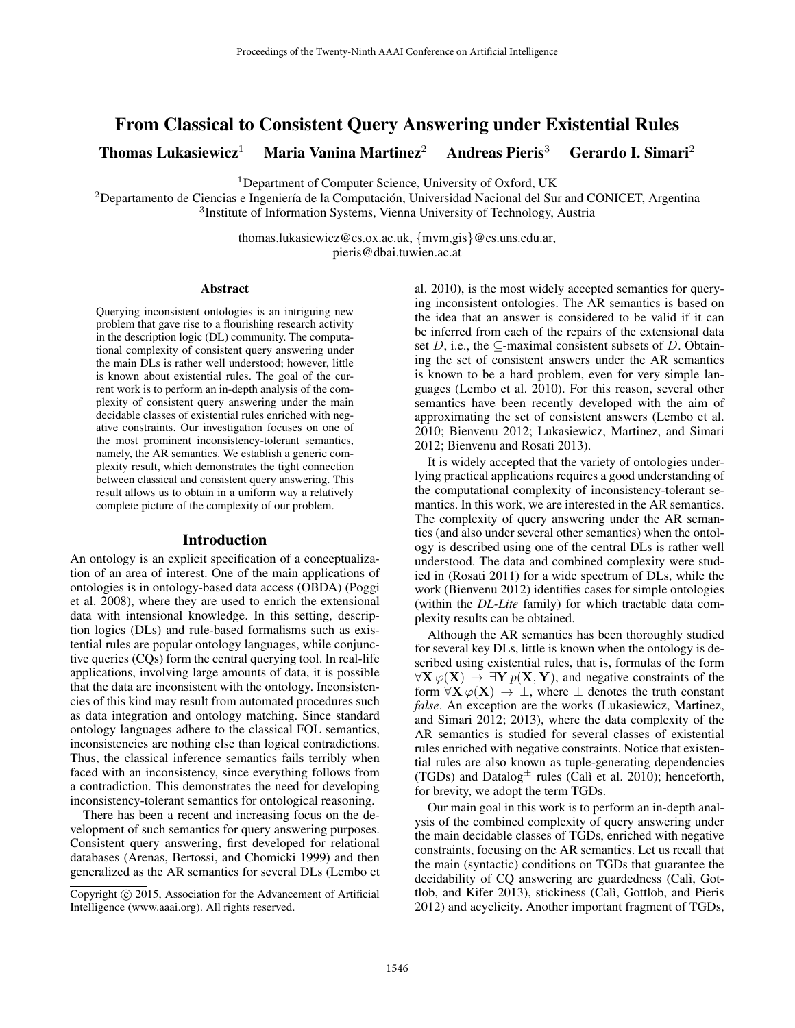# From Classical to Consistent Query Answering under Existential Rules

**Thomas Lukasiewicz**[1] **Maria Vanina Martinez**[2] **Andreas Pieris**[3] **Gerardo I. Simari**[2]

[1]Department of Computer Science, University of Oxford, UK

[2]Departamento de Ciencias e Ingeniería de la Computación, Universidad Nacional del Sur and CONICET, Argentina

[3]Institute of Information Systems, Vienna University of Technology, Austria

thomas.lukasiewicz@cs.ox.ac.uk, {mvm,gis}@cs.uns.edu.ar, pieris@dbai.tuwien.ac.at

## Abstract

Querying inconsistent ontologies is an intriguing new problem that gave rise to a flourishing research activity in the description logic (DL) community. The computational complexity of consistent query answering under the main DLs is rather well understood; however, little is known about existential rules. The goal of the current work is to perform an in-depth analysis of the complexity of consistent query answering under the main decidable classes of existential rules enriched with negative constraints. Our investigation focuses on one of the most prominent inconsistency-tolerant semantics, namely, the AR semantics. We establish a generic complexity result, which demonstrates the tight connection between classical and consistent query answering. This result allows us to obtain in a uniform way a relatively complete picture of the complexity of our problem.

## Introduction

An ontology is an explicit specification of a conceptualization of an area of interest. One of the main applications of ontologies is in ontology-based data access (OBDA) (Poggi et al. 2008), where they are used to enrich the extensional data with intensional knowledge. In this setting, description logics (DLs) and rule-based formalisms such as existential rules are popular ontology languages, while conjunctive queries (CQs) form the central querying tool. In real-life applications, involving large amounts of data, it is possible that the data are inconsistent with the ontology. Inconsistencies of this kind may result from automated procedures such as data integration and ontology matching. Since standard ontology languages adhere to the classical FOL semantics, inconsistencies are nothing else than logical contradictions. Thus, the classical inference semantics fails terribly when faced with an inconsistency, since everything follows from a contradiction. This demonstrates the need for developing inconsistency-tolerant semantics for ontological reasoning.

There has been a recent and increasing focus on the development of such semantics for query answering purposes. Consistent query answering, first developed for relational databases (Arenas, Bertossi, and Chomicki 1999) and then generalized as the AR semantics for several DLs (Lembo et al. 2010), is the most widely accepted semantics for querying inconsistent ontologies. The AR semantics is based on the idea that an answer is considered to be valid if it can be inferred from each of the repairs of the extensional data set $D$, i.e., the $\subseteq$-maximal consistent subsets of $D$. Obtaining the set of consistent answers under the AR semantics is known to be a hard problem, even for very simple languages (Lembo et al. 2010). For this reason, several other semantics have been recently developed with the aim of approximating the set of consistent answers (Lembo et al. 2010; Bienvenu 2012; Lukasiewicz, Martinez, and Simari 2012; Bienvenu and Rosati 2013).

It is widely accepted that the variety of ontologies underlying practical applications requires a good understanding of the computational complexity of inconsistency-tolerant semantics. In this work, we are interested in the AR semantics. The complexity of query answering under the AR semantics (and also under several other semantics) when the ontology is described using one of the central DLs is rather well understood. The data and combined complexity were studied in (Rosati 2011) for a wide spectrum of DLs, while the work (Bienvenu 2012) identifies cases for simple ontologies (within the *DL-Lite* family) for which tractable data complexity results can be obtained.

Although the AR semantics has been thoroughly studied for several key DLs, little is known when the ontology is described using existential rules, that is, formulas of the form $\forall \mathbf{X}\, \varphi(\mathbf{X}) \rightarrow \exists \mathbf{Y}\, p(\mathbf{X}, \mathbf{Y})$, and negative constraints of the form $\forall \mathbf{X}\, \varphi(\mathbf{X}) \rightarrow \bot$, where $\bot$ denotes the truth constant *false*. An exception are the works (Lukasiewicz, Martinez, and Simari 2012; 2013), where the data complexity of the AR semantics is studied for several classes of existential rules enriched with negative constraints. Notice that existential rules are also known as tuple-generating dependencies (TGDs) and Datalog$^{\pm}$ rules (Calì et al. 2010); henceforth, for brevity, we adopt the term TGDs.

Our main goal in this work is to perform an in-depth analysis of the combined complexity of query answering under the main decidable classes of TGDs, enriched with negative constraints, focusing on the AR semantics. Let us recall that the main (syntactic) conditions on TGDs that guarantee the decidability of CQ answering are guardedness (Calì, Gottlob, and Kifer 2013), stickiness (Calì, Gottlob, and Pieris 2012) and acyclicity. Another important fragment of TGDs,

Copyright © 2015, Association for the Advancement of Artificial Intelligence (www.aaai.org). All rights reserved.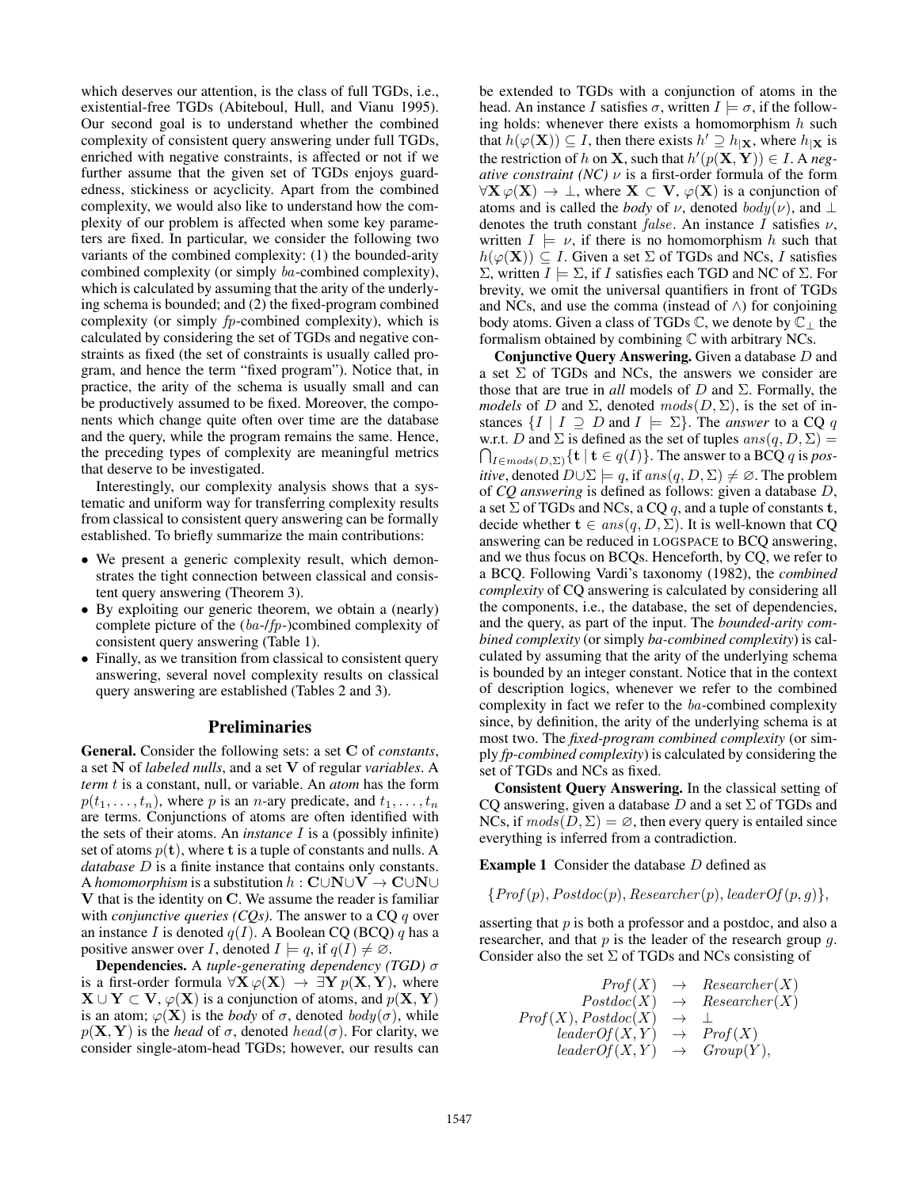which deserves our attention, is the class of full TGDs, i.e., existential-free TGDs (Abiteboul, Hull, and Vianu 1995). Our second goal is to understand whether the combined complexity of consistent query answering under full TGDs, enriched with negative constraints, is affected or not if we further assume that the given set of TGDs enjoys guardedness, stickiness or acyclicity. Apart from the combined complexity, we would also like to understand how the complexity of our problem is affected when some key parameters are fixed. In particular, we consider the following two variants of the combined complexity: (1) the bounded-arity combined complexity (or simply *ba*-combined complexity), which is calculated by assuming that the arity of the underlying schema is bounded; and (2) the fixed-program combined complexity (or simply *fp*-combined complexity), which is calculated by considering the set of TGDs and negative constraints as fixed (the set of constraints is usually called program, and hence the term "fixed program"). Notice that, in practice, the arity of the schema is usually small and can be productively assumed to be fixed. Moreover, the components which change quite often over time are the database and the query, while the program remains the same. Hence, the preceding types of complexity are meaningful metrics that deserve to be investigated.

Interestingly, our complexity analysis shows that a systematic and uniform way for transferring complexity results from classical to consistent query answering can be formally established. To briefly summarize the main contributions:

- We present a generic complexity result, which demonstrates the tight connection between classical and consistent query answering (Theorem 3).
- By exploiting our generic theorem, we obtain a (nearly) complete picture of the (*ba*-/*fp*-)combined complexity of consistent query answering (Table 1).
- Finally, as we transition from classical to consistent query answering, several novel complexity results on classical query answering are established (Tables 2 and 3).

## Preliminaries

**General.** Consider the following sets: a set $\mathbf{C}$ of *constants*, a set $\mathbf{N}$ of *labeled nulls*, and a set $\mathbf{V}$ of regular *variables*. A *term* $t$ is a constant, null, or variable. An *atom* has the form $p(t_1, \ldots, t_n)$, where $p$ is an $n$-ary predicate, and $t_1, \ldots, t_n$ are terms. Conjunctions of atoms are often identified with the sets of their atoms. An *instance* $I$ is a (possibly infinite) set of atoms $p(\mathbf{t})$, where $\mathbf{t}$ is a tuple of constants and nulls. A *database* $D$ is a finite instance that contains only constants. A *homomorphism* is a substitution $h : \mathbf{C} \cup \mathbf{N} \cup \mathbf{V} \rightarrow \mathbf{C} \cup \mathbf{N} \cup \mathbf{V}$ that is the identity on $\mathbf{C}$. We assume the reader is familiar with *conjunctive queries (CQs)*. The answer to a CQ $q$ over an instance $I$ is denoted $q(I)$. A Boolean CQ (BCQ) $q$ has a positive answer over $I$, denoted $I \models q$, if $q(I) \neq \varnothing$.

**Dependencies.** A *tuple-generating dependency (TGD)* $\sigma$ is a first-order formula $\forall \mathbf{X}\, \varphi(\mathbf{X}) \rightarrow \exists \mathbf{Y}\, p(\mathbf{X}, \mathbf{Y})$, where $\mathbf{X} \cup \mathbf{Y} \subset \mathbf{V}$, $\varphi(\mathbf{X})$ is a conjunction of atoms, and $p(\mathbf{X}, \mathbf{Y})$ is an atom; $\varphi(\mathbf{X})$ is the *body* of $\sigma$, denoted $body(\sigma)$, while $p(\mathbf{X}, \mathbf{Y})$ is the *head* of $\sigma$, denoted $head(\sigma)$. For clarity, we consider single-atom-head TGDs; however, our results can be extended to TGDs with a conjunction of atoms in the head. An instance $I$ satisfies $\sigma$, written $I \models \sigma$, if the following holds: whenever there exists a homomorphism $h$ such that $h(\varphi(\mathbf{X})) \subseteq I$, then there exists $h' \supseteq h_{|\mathbf{X}}$, where $h_{|\mathbf{X}}$ is the restriction of $h$ on $\mathbf{X}$, such that $h'(p(\mathbf{X}, \mathbf{Y})) \in I$. A *negative constraint (NC)* $\nu$ is a first-order formula of the form $\forall \mathbf{X}\, \varphi(\mathbf{X}) \rightarrow \bot$, where $\mathbf{X} \subset \mathbf{V}$, $\varphi(\mathbf{X})$ is a conjunction of atoms and is called the *body* of $\nu$, denoted $body(\nu)$, and $\bot$ denotes the truth constant $false$. An instance $I$ satisfies $\nu$, written $I \models \nu$, if there is no homomorphism $h$ such that $h(\varphi(\mathbf{X})) \subseteq I$. Given a set $\Sigma$ of TGDs and NCs, $I$ satisfies $\Sigma$, written $I \models \Sigma$, if $I$ satisfies each TGD and NC of $\Sigma$. For brevity, we omit the universal quantifiers in front of TGDs and NCs, and use the comma (instead of $\wedge$) for conjoining body atoms. Given a class of TGDs $\mathbb{C}$, we denote by $\mathbb{C}_{\bot}$ the formalism obtained by combining $\mathbb{C}$ with arbitrary NCs.

**Conjunctive Query Answering.** Given a database $D$ and a set $\Sigma$ of TGDs and NCs, the answers we consider are those that are true in *all* models of $D$ and $\Sigma$. Formally, the *models* of $D$ and $\Sigma$, denoted $mods(D, \Sigma)$, is the set of instances $\{I \mid I \supseteq D \text{ and } I \models \Sigma\}$. The *answer* to a CQ $q$ w.r.t. $D$ and $\Sigma$ is defined as the set of tuples $ans(q, D, \Sigma) = \bigcap_{I \in mods(D,\Sigma)} \{\mathbf{t} \mid \mathbf{t} \in q(I)\}$. The answer to a BCQ $q$ is *positive*, denoted $D \cup \Sigma \models q$, if $ans(q, D, \Sigma) \neq \varnothing$. The problem of *CQ answering* is defined as follows: given a database $D$, a set $\Sigma$ of TGDs and NCs, a CQ $q$, and a tuple of constants $\mathbf{t}$, decide whether $\mathbf{t} \in ans(q, D, \Sigma)$. It is well-known that CQ answering can be reduced in LOGSPACE to BCQ answering, and we thus focus on BCQs. Henceforth, by CQ, we refer to a BCQ. Following Vardi's taxonomy (1982), the *combined complexity* of CQ answering is calculated by considering all the components, i.e., the database, the set of dependencies, and the query, as part of the input. The *bounded-arity combined complexity* (or simply *ba-combined complexity*) is calculated by assuming that the arity of the underlying schema is bounded by an integer constant. Notice that in the context of description logics, whenever we refer to the combined complexity in fact we refer to the *ba*-combined complexity since, by definition, the arity of the underlying schema is at most two. The *fixed-program combined complexity* (or simply *fp-combined complexity*) is calculated by considering the set of TGDs and NCs as fixed.

**Consistent Query Answering.** In the classical setting of CQ answering, given a database $D$ and a set $\Sigma$ of TGDs and NCs, if $mods(D, \Sigma) = \varnothing$, then every query is entailed since everything is inferred from a contradiction.

**Example 1** Consider the database $D$ defined as

$$\{Prof(p), Postdoc(p), Researcher(p), leaderOf(p, g)\},$$

asserting that $p$ is both a professor and a postdoc, and also a researcher, and that $p$ is the leader of the research group $g$. Consider also the set $\Sigma$ of TGDs and NCs consisting of

$$
\begin{array}{rcl}
Prof(X) & \rightarrow & Researcher(X) \\
Postdoc(X) & \rightarrow & Researcher(X) \\
Prof(X), Postdoc(X) & \rightarrow & \bot \\
leaderOf(X, Y) & \rightarrow & Prof(X) \\
leaderOf(X, Y) & \rightarrow & Group(Y),
\end{array}
$$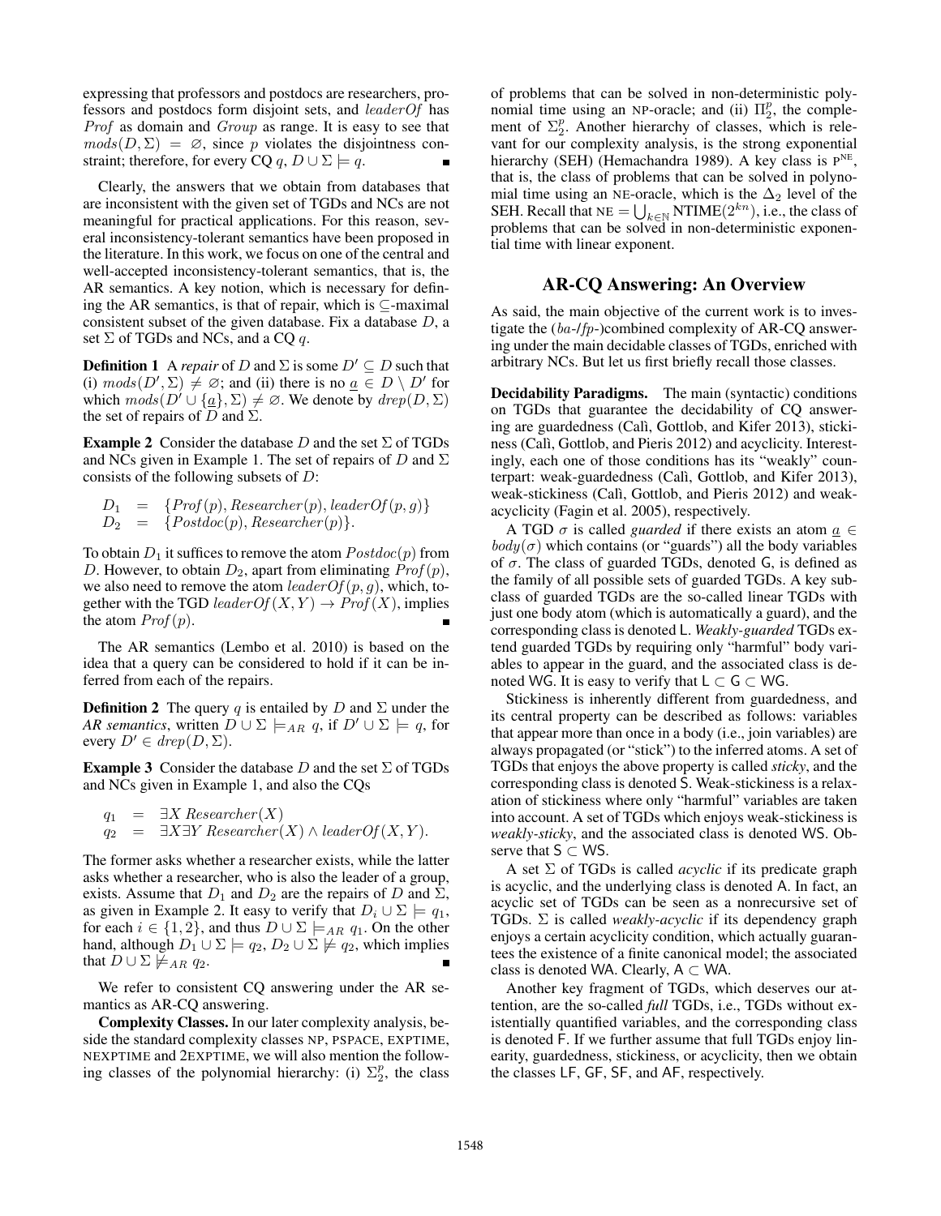expressing that professors and postdocs are researchers, professors and postdocs form disjoint sets, and $leaderOf$ has $Prof$ as domain and $Group$ as range. It is easy to see that $mods(D, \Sigma) = \varnothing$, since $p$ violates the disjointness constraint; therefore, for every CQ $q$, $D \cup \Sigma \models q$. ∎

Clearly, the answers that we obtain from databases that are inconsistent with the given set of TGDs and NCs are not meaningful for practical applications. For this reason, several inconsistency-tolerant semantics have been proposed in the literature. In this work, we focus on one of the central and well-accepted inconsistency-tolerant semantics, that is, the AR semantics. A key notion, which is necessary for defining the AR semantics, is that of repair, which is $\subseteq$-maximal consistent subset of the given database. Fix a database $D$, a set $\Sigma$ of TGDs and NCs, and a CQ $q$.

**Definition 1** A *repair* of $D$ and $\Sigma$ is some $D' \subseteq D$ such that (i) $mods(D', \Sigma) \neq \varnothing$; and (ii) there is no $\underline{a} \in D \setminus D'$ for which $mods(D' \cup \{\underline{a}\}, \Sigma) \neq \varnothing$. We denote by $drep(D, \Sigma)$ the set of repairs of $D$ and $\Sigma$.

**Example 2** Consider the database $D$ and the set $\Sigma$ of TGDs and NCs given in Example 1. The set of repairs of $D$ and $\Sigma$ consists of the following subsets of $D$:

$$
\begin{array}{rcl}
D_1 & = & \{Prof(p), Researcher(p), leaderOf(p, g)\} \\
D_2 & = & \{Postdoc(p), Researcher(p)\}.
\end{array}
$$

To obtain $D_1$ it suffices to remove the atom $Postdoc(p)$ from $D$. However, to obtain $D_2$, apart from eliminating $Prof(p)$, we also need to remove the atom $leaderOf(p, g)$, which, together with the TGD $leaderOf(X, Y) \rightarrow Prof(X)$, implies the atom $Prof(p)$. ∎

The AR semantics (Lembo et al. 2010) is based on the idea that a query can be considered to hold if it can be inferred from each of the repairs.

**Definition 2** The query $q$ is entailed by $D$ and $\Sigma$ under the *AR semantics*, written $D \cup \Sigma \models_{AR} q$, if $D' \cup \Sigma \models q$, for every $D' \in drep(D, \Sigma)$.

**Example 3** Consider the database $D$ and the set $\Sigma$ of TGDs and NCs given in Example 1, and also the CQs

$$
\begin{array}{rcl}
q_1 & = & \exists X \, Researcher(X) \\
q_2 & = & \exists X \exists Y \, Researcher(X) \wedge leaderOf(X, Y).
\end{array}
$$

The former asks whether a researcher exists, while the latter asks whether a researcher, who is also the leader of a group, exists. Assume that $D_1$ and $D_2$ are the repairs of $D$ and $\Sigma$, as given in Example 2. It easy to verify that $D_i \cup \Sigma \models q_1$, for each $i \in \{1, 2\}$, and thus $D \cup \Sigma \models_{AR} q_1$. On the other hand, although $D_1 \cup \Sigma \models q_2$, $D_2 \cup \Sigma \not\models q_2$, which implies that $D \cup \Sigma \not\models_{AR} q_2$. ∎

We refer to consistent CQ answering under the AR semantics as AR-CQ answering.

**Complexity Classes.** In our later complexity analysis, beside the standard complexity classes NP, PSPACE, EXPTIME, NEXPTIME and 2EXPTIME, we will also mention the following classes of the polynomial hierarchy: (i) $\Sigma_2^p$, the class of problems that can be solved in non-deterministic polynomial time using an NP-oracle; and (ii) $\Pi_2^p$, the complement of $\Sigma_2^p$. Another hierarchy of classes, which is relevant for our complexity analysis, is the strong exponential hierarchy (SEH) (Hemachandra 1989). A key class is $\text{P}^{\text{NE}}$, that is, the class of problems that can be solved in polynomial time using an NE-oracle, which is the $\Delta_2$ level of the SEH. Recall that $\text{NE} = \bigcup_{k \in \mathbb{N}} \text{NTIME}(2^{kn})$, i.e., the class of problems that can be solved in non-deterministic exponential time with linear exponent.

## AR-CQ Answering: An Overview

As said, the main objective of the current work is to investigate the ($ba$-/$fp$-)combined complexity of AR-CQ answering under the main decidable classes of TGDs, enriched with arbitrary NCs. But let us first briefly recall those classes.

**Decidability Paradigms.** The main (syntactic) conditions on TGDs that guarantee the decidability of CQ answering are guardedness (Calì, Gottlob, and Kifer 2013), stickiness (Calì, Gottlob, and Pieris 2012) and acyclicity. Interestingly, each one of those conditions has its "weakly" counterpart: weak-guardedness (Calì, Gottlob, and Kifer 2013), weak-stickiness (Calì, Gottlob, and Pieris 2012) and weak-acyclicity (Fagin et al. 2005), respectively.

A TGD $\sigma$ is called *guarded* if there exists an atom $\underline{a} \in body(\sigma)$ which contains (or "guards") all the body variables of $\sigma$. The class of guarded TGDs, denoted $\mathsf{G}$, is defined as the family of all possible sets of guarded TGDs. A key subclass of guarded TGDs are the so-called linear TGDs with just one body atom (which is automatically a guard), and the corresponding class is denoted $\mathsf{L}$. *Weakly-guarded* TGDs extend guarded TGDs by requiring only "harmful" body variables to appear in the guard, and the associated class is denoted $\mathsf{WG}$. It is easy to verify that $\mathsf{L} \subset \mathsf{G} \subset \mathsf{WG}$.

Stickiness is inherently different from guardedness, and its central property can be described as follows: variables that appear more than once in a body (i.e., join variables) are always propagated (or "stick") to the inferred atoms. A set of TGDs that enjoys the above property is called *sticky*, and the corresponding class is denoted $\mathsf{S}$. Weak-stickiness is a relaxation of stickiness where only "harmful" variables are taken into account. A set of TGDs which enjoys weak-stickiness is *weakly-sticky*, and the associated class is denoted $\mathsf{WS}$. Observe that $\mathsf{S} \subset \mathsf{WS}$.

A set $\Sigma$ of TGDs is called *acyclic* if its predicate graph is acyclic, and the underlying class is denoted $\mathsf{A}$. In fact, an acyclic set of TGDs can be seen as a nonrecursive set of TGDs. $\Sigma$ is called *weakly-acyclic* if its dependency graph enjoys a certain acyclicity condition, which actually guarantees the existence of a finite canonical model; the associated class is denoted $\mathsf{WA}$. Clearly, $\mathsf{A} \subset \mathsf{WA}$.

Another key fragment of TGDs, which deserves our attention, are the so-called *full* TGDs, i.e., TGDs without existentially quantified variables, and the corresponding class is denoted $\mathsf{F}$. If we further assume that full TGDs enjoy linearity, guardedness, stickiness, or acyclicity, then we obtain the classes $\mathsf{LF}$, $\mathsf{GF}$, $\mathsf{SF}$, and $\mathsf{AF}$, respectively.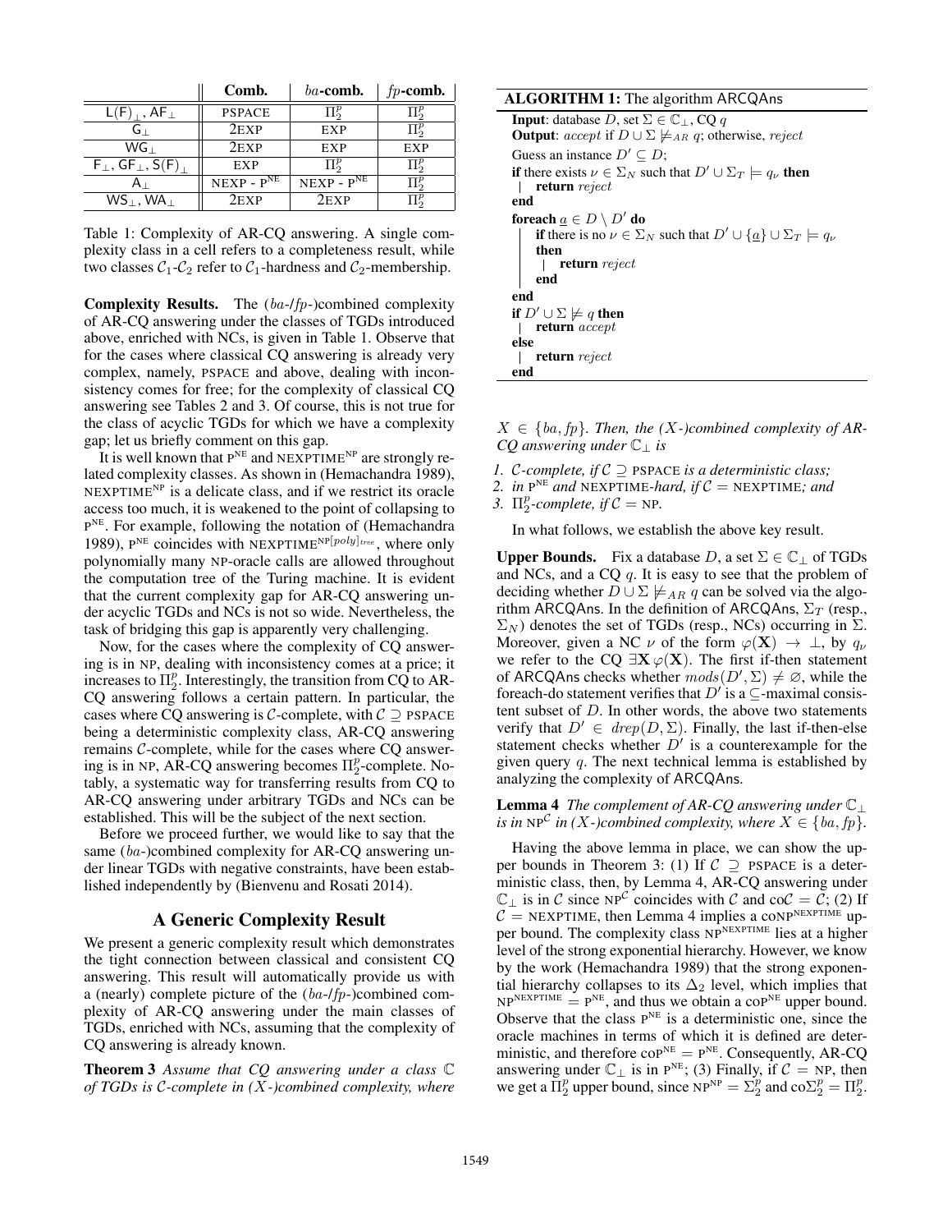| | Comb. | $ba$-comb. | $fp$-comb. |
|---|---|---|---|
| $\mathsf{L(F)}_\perp$, $\mathsf{AF}_\perp$ | PSPACE | $\Pi_2^p$ | $\Pi_2^p$ |
| $\mathsf{G}_\perp$ | 2EXP | EXP | $\Pi_2^p$ |
| $\mathsf{WG}_\perp$ | 2EXP | EXP | EXP |
| $\mathsf{F}_\perp$, $\mathsf{GF}_\perp$, $\mathsf{S(F)}_\perp$ | EXP | $\Pi_2^p$ | $\Pi_2^p$ |
| $\mathsf{A}_\perp$ | NEXP - $\mathrm{P}^{\mathrm{NE}}$ | NEXP - $\mathrm{P}^{\mathrm{NE}}$ | $\Pi_2^p$ |
| $\mathsf{WS}_\perp$, $\mathsf{WA}_\perp$ | 2EXP | 2EXP | $\Pi_2^p$ |

Table 1: Complexity of AR-CQ answering. A single complexity class in a cell refers to a completeness result, while two classes $\mathcal{C}_1$-$\mathcal{C}_2$ refer to $\mathcal{C}_1$-hardness and $\mathcal{C}_2$-membership.

**Complexity Results.** The ($ba$-/$fp$-)combined complexity of AR-CQ answering under the classes of TGDs introduced above, enriched with NCs, is given in Table 1. Observe that for the cases where classical CQ answering is already very complex, namely, PSPACE and above, dealing with inconsistency comes for free; for the complexity of classical CQ answering see Tables 2 and 3. Of course, this is not true for the class of acyclic TGDs for which we have a complexity gap; let us briefly comment on this gap.

It is well known that $\mathrm{P}^{\mathrm{NE}}$ and $\mathrm{NEXPTIME}^{\mathrm{NP}}$ are strongly related complexity classes. As shown in (Hemachandra 1989), $\mathrm{NEXPTIME}^{\mathrm{NP}}$ is a delicate class, and if we restrict its oracle access too much, it is weakened to the point of collapsing to $\mathrm{P}^{\mathrm{NE}}$. For example, following the notation of (Hemachandra 1989), $\mathrm{P}^{\mathrm{NE}}$ coincides with $\mathrm{NEXPTIME}^{\mathrm{NP}[poly]_{tree}}$, where only polynomially many NP-oracle calls are allowed throughout the computation tree of the Turing machine. It is evident that the current complexity gap for AR-CQ answering under acyclic TGDs and NCs is not so wide. Nevertheless, the task of bridging this gap is apparently very challenging.

Now, for the cases where the complexity of CQ answering is in NP, dealing with inconsistency comes at a price; it increases to $\Pi_2^p$. Interestingly, the transition from CQ to AR-CQ answering follows a certain pattern. In particular, the cases where CQ answering is $\mathcal{C}$-complete, with $\mathcal{C} \supseteq$ PSPACE being a deterministic complexity class, AR-CQ answering remains $\mathcal{C}$-complete, while for the cases where CQ answering is in NP, AR-CQ answering becomes $\Pi_2^p$-complete. Notably, a systematic way for transferring results from CQ to AR-CQ answering under arbitrary TGDs and NCs can be established. This will be the subject of the next section.

Before we proceed further, we would like to say that the same ($ba$-)combined complexity for AR-CQ answering under linear TGDs with negative constraints, have been established independently by (Bienvenu and Rosati 2014).

## A Generic Complexity Result

We present a generic complexity result which demonstrates the tight connection between classical and consistent CQ answering. This result will automatically provide us with a (nearly) complete picture of the ($ba$-/$fp$-)combined complexity of AR-CQ answering under the main classes of TGDs, enriched with NCs, assuming that the complexity of CQ answering is already known.

**Theorem 3** *Assume that CQ answering under a class $\mathbb{C}$ of TGDs is $\mathcal{C}$-complete in ($X$-)combined complexity, where $X \in \{ba, fp\}$. Then, the ($X$-)combined complexity of AR-CQ answering under $\mathbb{C}_\perp$ is*

1. *$\mathcal{C}$-complete, if $\mathcal{C} \supseteq$ PSPACE is a deterministic class;*
2. *in $\mathrm{P}^{\mathrm{NE}}$ and NEXPTIME-hard, if $\mathcal{C} =$ NEXPTIME; and*
3. *$\Pi_2^p$-complete, if $\mathcal{C} =$ NP.*

In what follows, we establish the above key result.

**ALGORITHM 1:** The algorithm ARCQAns

```
Input: database D, set Σ ∈ ℂ_⊥, CQ q
Output: accept if D ∪ Σ ⊭_AR q; otherwise, reject
Guess an instance D' ⊆ D;
if there exists ν ∈ Σ_N such that D' ∪ Σ_T ⊨ q_ν then
  | return reject
end
foreach a ∈ D \ D' do
    if there is no ν ∈ Σ_N such that D' ∪ {a} ∪ Σ_T ⊨ q_ν
    then
      | return reject
    end
end
if D' ∪ Σ ⊭ q then
  | return accept
else
  | return reject
end
```

**Upper Bounds.** Fix a database $D$, a set $\Sigma \in \mathbb{C}_\perp$ of TGDs and NCs, and a CQ $q$. It is easy to see that the problem of deciding whether $D \cup \Sigma \not\models_{AR} q$ can be solved via the algorithm ARCQAns. In the definition of ARCQAns, $\Sigma_T$ (resp., $\Sigma_N$) denotes the set of TGDs (resp., NCs) occurring in $\Sigma$. Moreover, given a NC $\nu$ of the form $\varphi(\mathbf{X}) \rightarrow \perp$, by $q_\nu$ we refer to the CQ $\exists \mathbf{X}\, \varphi(\mathbf{X})$. The first if-then statement of ARCQAns checks whether $mods(D', \Sigma) \neq \varnothing$, while the foreach-do statement verifies that $D'$ is a $\subseteq$-maximal consistent subset of $D$. In other words, the above two statements verify that $D' \in drep(D, \Sigma)$. Finally, the last if-then-else statement checks whether $D'$ is a counterexample for the given query $q$. The next technical lemma is established by analyzing the complexity of ARCQAns.

**Lemma 4** *The complement of AR-CQ answering under $\mathbb{C}_\perp$ is in $\mathrm{NP}^{\mathcal{C}}$ in ($X$-)combined complexity, where $X \in \{ba, fp\}$.*

Having the above lemma in place, we can show the upper bounds in Theorem 3: (1) If $\mathcal{C} \supseteq$ PSPACE is a deterministic class, then, by Lemma 4, AR-CQ answering under $\mathbb{C}_\perp$ is in $\mathcal{C}$ since $\mathrm{NP}^{\mathcal{C}}$ coincides with $\mathcal{C}$ and co$\mathcal{C} = \mathcal{C}$; (2) If $\mathcal{C} =$ NEXPTIME, then Lemma 4 implies a $\mathrm{coNP}^{\mathrm{NEXPTIME}}$ upper bound. The complexity class $\mathrm{NP}^{\mathrm{NEXPTIME}}$ lies at a higher level of the strong exponential hierarchy. However, we know by the work (Hemachandra 1989) that the strong exponential hierarchy collapses to its $\Delta_2$ level, which implies that $\mathrm{NP}^{\mathrm{NEXPTIME}} = \mathrm{P}^{\mathrm{NE}}$, and thus we obtain a $\mathrm{coP}^{\mathrm{NE}}$ upper bound. Observe that the class $\mathrm{P}^{\mathrm{NE}}$ is a deterministic one, since the oracle machines in terms of which it is defined are deterministic, and therefore $\mathrm{coP}^{\mathrm{NE}} = \mathrm{P}^{\mathrm{NE}}$. Consequently, AR-CQ answering under $\mathbb{C}_\perp$ is in $\mathrm{P}^{\mathrm{NE}}$; (3) Finally, if $\mathcal{C} =$ NP, then we get a $\Pi_2^p$ upper bound, since $\mathrm{NP}^{\mathrm{NP}} = \Sigma_2^p$ and $\mathrm{co}\Sigma_2^p = \Pi_2^p$.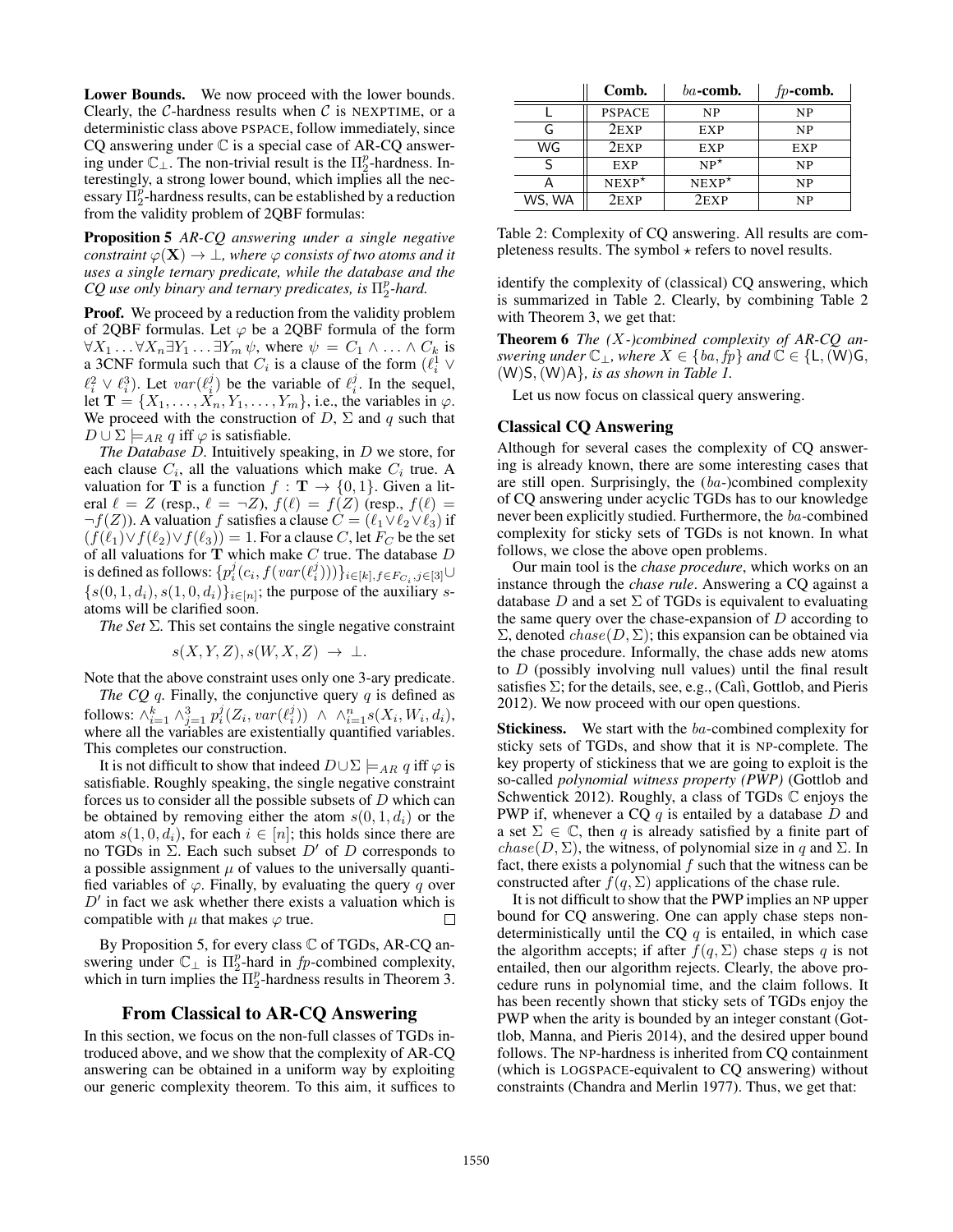**Lower Bounds.** We now proceed with the lower bounds. Clearly, the $\mathcal{C}$-hardness results when $\mathcal{C}$ is NEXPTIME, or a deterministic class above PSPACE, follow immediately, since CQ answering under $\mathbb{C}$ is a special case of AR-CQ answering under $\mathbb{C}_\perp$. The non-trivial result is the $\Pi_2^p$-hardness. Interestingly, a strong lower bound, which implies all the necessary $\Pi_2^p$-hardness results, can be established by a reduction from the validity problem of 2QBF formulas:

**Proposition 5** *AR-CQ answering under a single negative constraint $\varphi(\mathbf{X}) \rightarrow \perp$, where $\varphi$ consists of two atoms and it uses a single ternary predicate, while the database and the CQ use only binary and ternary predicates, is $\Pi_2^p$-hard.*

**Proof.** We proceed by a reduction from the validity problem of 2QBF formulas. Let $\varphi$ be a 2QBF formula of the form $\forall X_1 \ldots \forall X_n \exists Y_1 \ldots \exists Y_m \, \psi$, where $\psi = C_1 \wedge \ldots \wedge C_k$ is a 3CNF formula such that $C_i$ is a clause of the form $(\ell_i^1 \vee \ell_i^2 \vee \ell_i^3)$. Let $var(\ell_i^j)$ be the variable of $\ell_i^j$. In the sequel, let $\mathbf{T} = \{X_1, \ldots, X_n, Y_1, \ldots, Y_m\}$, i.e., the variables in $\varphi$. We proceed with the construction of $D$, $\Sigma$ and $q$ such that $D \cup \Sigma \models_{AR} q$ iff $\varphi$ is satisfiable.

*The Database D.* Intuitively speaking, in $D$ we store, for each clause $C_i$, all the valuations which make $C_i$ true. A valuation for $\mathbf{T}$ is a function $f : \mathbf{T} \rightarrow \{0, 1\}$. Given a literal $\ell = Z$ (resp., $\ell = \neg Z$), $f(\ell) = f(Z)$ (resp., $f(\ell) = \neg f(Z)$). A valuation $f$ satisfies a clause $C = (\ell_1 \vee \ell_2 \vee \ell_3)$ if $(f(\ell_1) \vee f(\ell_2) \vee f(\ell_3)) = 1$. For a clause $C$, let $F_C$ be the set of all valuations for $\mathbf{T}$ which make $C$ true. The database $D$ is defined as follows: $\{p_i^j(c_i, f(var(\ell_i^j)))\}_{i \in [k], f \in F_{C_i}, j \in [3]} \cup \{s(0, 1, d_i), s(1, 0, d_i)\}_{i \in [n]}$; the purpose of the auxiliary $s$-atoms will be clarified soon.

*The Set $\Sigma$.* This set contains the single negative constraint

$$s(X, Y, Z), s(W, X, Z) \rightarrow \perp.$$

Note that the above constraint uses only one 3-ary predicate.

*The CQ q.* Finally, the conjunctive query $q$ is defined as follows: $\wedge_{i=1}^k \wedge_{j=1}^3 p_i^j(Z_i, var(\ell_i^j)) \;\wedge\; \wedge_{i=1}^n s(X_i, W_i, d_i)$, where all the variables are existentially quantified variables. This completes our construction.

It is not difficult to show that indeed $D \cup \Sigma \models_{AR} q$ iff $\varphi$ is satisfiable. Roughly speaking, the single negative constraint forces us to consider all the possible subsets of $D$ which can be obtained by removing either the atom $s(0, 1, d_i)$ or the atom $s(1, 0, d_i)$, for each $i \in [n]$; this holds since there are no TGDs in $\Sigma$. Each such subset $D'$ of $D$ corresponds to a possible assignment $\mu$ of values to the universally quantified variables of $\varphi$. Finally, by evaluating the query $q$ over $D'$ in fact we ask whether there exists a valuation which is compatible with $\mu$ that makes $\varphi$ true. $\square$

By Proposition 5, for every class $\mathbb{C}$ of TGDs, AR-CQ answering under $\mathbb{C}_\perp$ is $\Pi_2^p$-hard in *fp*-combined complexity, which in turn implies the $\Pi_2^p$-hardness results in Theorem 3.

## From Classical to AR-CQ Answering

In this section, we focus on the non-full classes of TGDs introduced above, and we show that the complexity of AR-CQ answering can be obtained in a uniform way by exploiting our generic complexity theorem. To this aim, it suffices to identify the complexity of (classical) CQ answering, which is summarized in Table 2. Clearly, by combining Table 2 with Theorem 3, we get that:

|  | **Comb.** | ***ba*-comb.** | ***fp*-comb.** |
|---|---|---|---|
| L | PSPACE | NP | NP |
| G | 2EXP | EXP | NP |
| WG | 2EXP | EXP | EXP |
| S | EXP | NP$^\star$ | NP |
| A | NEXP$^\star$ | NEXP$^\star$ | NP |
| WS, WA | 2EXP | 2EXP | NP |

Table 2: Complexity of CQ answering. All results are completeness results. The symbol $\star$ refers to novel results.

**Theorem 6** *The (X-)combined complexity of AR-CQ answering under $\mathbb{C}_\perp$, where $X \in \{ba, fp\}$ and $\mathbb{C} \in \{$L, (W)G, (W)S, (W)A$\}$, is as shown in Table 1.*

Let us now focus on classical query answering.

### Classical CQ Answering

Although for several cases the complexity of CQ answering is already known, there are some interesting cases that are still open. Surprisingly, the (*ba*-)combined complexity of CQ answering under acyclic TGDs has to our knowledge never been explicitly studied. Furthermore, the *ba*-combined complexity for sticky sets of TGDs is not known. In what follows, we close the above open problems.

Our main tool is the *chase procedure*, which works on an instance through the *chase rule*. Answering a CQ against a database $D$ and a set $\Sigma$ of TGDs is equivalent to evaluating the same query over the chase-expansion of $D$ according to $\Sigma$, denoted $chase(D, \Sigma)$; this expansion can be obtained via the chase procedure. Informally, the chase adds new atoms to $D$ (possibly involving null values) until the final result satisfies $\Sigma$; for the details, see, e.g., (Calì, Gottlob, and Pieris 2012). We now proceed with our open questions.

**Stickiness.** We start with the *ba*-combined complexity for sticky sets of TGDs, and show that it is NP-complete. The key property of stickiness that we are going to exploit is the so-called *polynomial witness property (PWP)* (Gottlob and Schwentick 2012). Roughly, a class of TGDs $\mathbb{C}$ enjoys the PWP if, whenever a CQ $q$ is entailed by a database $D$ and a set $\Sigma \in \mathbb{C}$, then $q$ is already satisfied by a finite part of $chase(D, \Sigma)$, the witness, of polynomial size in $q$ and $\Sigma$. In fact, there exists a polynomial $f$ such that the witness can be constructed after $f(q, \Sigma)$ applications of the chase rule.

It is not difficult to show that the PWP implies an NP upper bound for CQ answering. One can apply chase steps non-deterministically until the CQ $q$ is entailed, in which case the algorithm accepts; if after $f(q, \Sigma)$ chase steps $q$ is not entailed, then our algorithm rejects. Clearly, the above procedure runs in polynomial time, and the claim follows. It has been recently shown that sticky sets of TGDs enjoy the PWP when the arity is bounded by an integer constant (Gottlob, Manna, and Pieris 2014), and the desired upper bound follows. The NP-hardness is inherited from CQ containment (which is LOGSPACE-equivalent to CQ answering) without constraints (Chandra and Merlin 1977). Thus, we get that: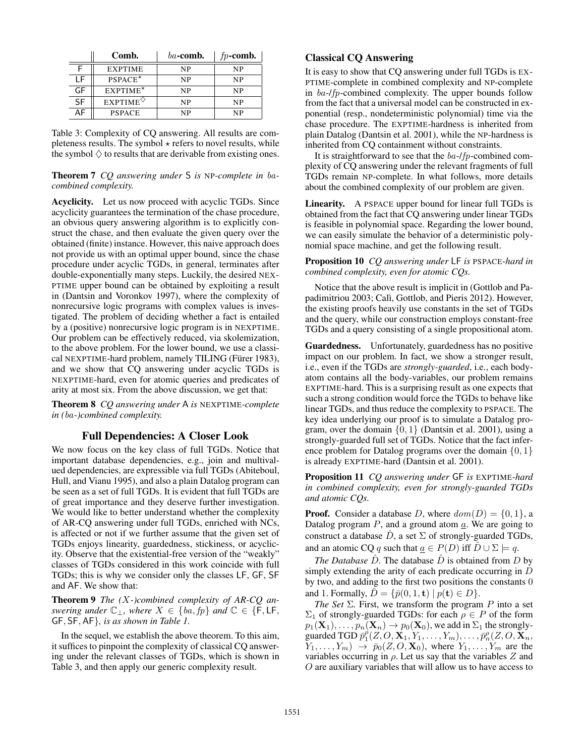|  | Comb. | $ba$-comb. | $fp$-comb. |
|---|---|---|---|
| F | EXPTIME | NP | NP |
| LF | PSPACE$^{\star}$ | NP | NP |
| GF | EXPTIME$^{\star}$ | NP | NP |
| SF | EXPTIME$^{\diamondsuit}$ | NP | NP |
| AF | PSPACE | NP | NP |

Table 3: Complexity of CQ answering. All results are completeness results. The symbol $\star$ refers to novel results, while the symbol $\diamondsuit$ to results that are derivable from existing ones.

**Theorem 7** *CQ answering under* S *is* NP*-complete in* $ba$*-combined complexity.*

**Acyclicity.** Let us now proceed with acyclic TGDs. Since acyclicity guarantees the termination of the chase procedure, an obvious query answering algorithm is to explicitly construct the chase, and then evaluate the given query over the obtained (finite) instance. However, this naive approach does not provide us with an optimal upper bound, since the chase procedure under acyclic TGDs, in general, terminates after double-exponentially many steps. Luckily, the desired NEXPTIME upper bound can be obtained by exploiting a result in (Dantsin and Voronkov 1997), where the complexity of nonrecursive logic programs with complex values is investigated. The problem of deciding whether a fact is entailed by a (positive) nonrecursive logic program is in NEXPTIME. Our problem can be effectively reduced, via skolemization, to the above problem. For the lower bound, we use a classical NEXPTIME-hard problem, namely TILING (Fürer 1983), and we show that CQ answering under acyclic TGDs is NEXPTIME-hard, even for atomic queries and predicates of arity at most six. From the above discussion, we get that:

**Theorem 8** *CQ answering under* A *is* NEXPTIME*-complete in (*$ba$*-)combined complexity.*

## Full Dependencies: A Closer Look

We now focus on the key class of full TGDs. Notice that important database dependencies, e.g., join and multivalued dependencies, are expressible via full TGDs (Abiteboul, Hull, and Vianu 1995), and also a plain Datalog program can be seen as a set of full TGDs. It is evident that full TGDs are of great importance and they deserve further investigation. We would like to better understand whether the complexity of AR-CQ answering under full TGDs, enriched with NCs, is affected or not if we further assume that the given set of TGDs enjoys linearity, guardedness, stickiness, or acyclicity. Observe that the existential-free version of the "weakly" classes of TGDs considered in this work coincide with full TGDs; this is why we consider only the classes LF, GF, SF and AF. We show that:

**Theorem 9** *The (*$X$*-)combined complexity of AR-CQ answering under* $\mathbb{C}_{\perp}$*, where* $X \in \{ba, fp\}$ *and* $\mathbb{C} \in \{$F, LF, GF, SF, AF$\}$*, is as shown in Table 1.*

In the sequel, we establish the above theorem. To this aim, it suffices to pinpoint the complexity of classical CQ answering under the relevant classes of TGDs, which is shown in Table 3, and then apply our generic complexity result.

### Classical CQ Answering

It is easy to show that CQ answering under full TGDs is EXPTIME-complete in combined complexity and NP-complete in $ba$-/$fp$-combined complexity. The upper bounds follow from the fact that a universal model can be constructed in exponential (resp., nondeterministic polynomial) time via the chase procedure. The EXPTIME-hardness is inherited from plain Datalog (Dantsin et al. 2001), while the NP-hardness is inherited from CQ containment without constraints.

It is straightforward to see that the $ba$-/$fp$-combined complexity of CQ answering under the relevant fragments of full TGDs remain NP-complete. In what follows, more details about the combined complexity of our problem are given.

**Linearity.** A PSPACE upper bound for linear full TGDs is obtained from the fact that CQ answering under linear TGDs is feasible in polynomial space. Regarding the lower bound, we can easily simulate the behavior of a deterministic polynomial space machine, and get the following result.

**Proposition 10** *CQ answering under* LF *is* PSPACE*-hard in combined complexity, even for atomic CQs.*

Notice that the above result is implicit in (Gottlob and Papadimitriou 2003; Calì, Gottlob, and Pieris 2012). However, the existing proofs heavily use constants in the set of TGDs and the query, while our construction employs constant-free TGDs and a query consisting of a single propositional atom.

**Guardedness.** Unfortunately, guardedness has no positive impact on our problem. In fact, we show a stronger result, i.e., even if the TGDs are *strongly-guarded*, i.e., each body-atom contains all the body-variables, our problem remains EXPTIME-hard. This is a surprising result as one expects that such a strong condition would force the TGDs to behave like linear TGDs, and thus reduce the complexity to PSPACE. The key idea underlying our proof is to simulate a Datalog program, over the domain $\{0, 1\}$ (Dantsin et al. 2001), using a strongly-guarded full set of TGDs. Notice that the fact inference problem for Datalog programs over the domain $\{0, 1\}$ is already EXPTIME-hard (Dantsin et al. 2001).

**Proposition 11** *CQ answering under* GF *is* EXPTIME*-hard in combined complexity, even for strongly-guarded TGDs and atomic CQs.*

**Proof.** Consider a database $D$, where $dom(D) = \{0, 1\}$, a Datalog program $P$, and a ground atom $\underline{a}$. We are going to construct a database $\hat{D}$, a set $\Sigma$ of strongly-guarded TGDs, and an atomic CQ $q$ such that $\underline{a} \in P(D)$ iff $\hat{D} \cup \Sigma \models q$.

*The Database* $\hat{D}$. The database $\hat{D}$ is obtained from $D$ by simply extending the arity of each predicate occurring in $D$ by two, and adding to the first two positions the constants 0 and 1. Formally, $\hat{D} = \{\bar{p}(0, 1, \mathbf{t}) \mid p(\mathbf{t}) \in D\}$.

*The Set* $\Sigma$. First, we transform the program $P$ into a set $\Sigma_1$ of strongly-guarded TGDs: for each $\rho \in P$ of the form $p_1(\mathbf{X}_1), \ldots, p_n(\mathbf{X}_n) \rightarrow p_0(\mathbf{X}_0)$, we add in $\Sigma_1$ the strongly-guarded TGD $\bar{p}_1^{\rho}(Z, O, \mathbf{X}_1, Y_1, \ldots, Y_m), \ldots, \bar{p}_n^{\rho}(Z, O, \mathbf{X}_n, Y_1, \ldots, Y_m) \rightarrow \bar{p}_0(Z, O, \mathbf{X}_0)$, where $Y_1, \ldots, Y_m$ are the variables occurring in $\rho$. Let us say that the variables $Z$ and $O$ are auxiliary variables that will allow us to have access to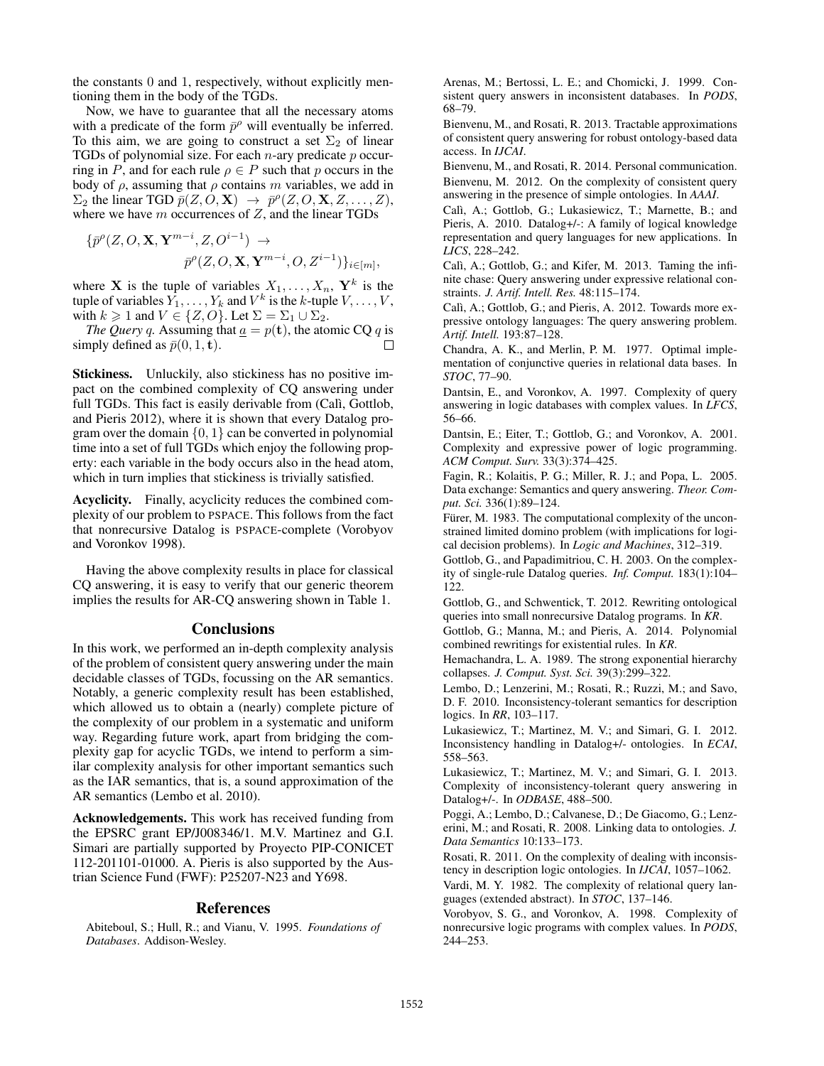the constants 0 and 1, respectively, without explicitly mentioning them in the body of the TGDs.

Now, we have to guarantee that all the necessary atoms with a predicate of the form $\bar{p}^{\rho}$ will eventually be inferred. To this aim, we are going to construct a set $\Sigma_2$ of linear TGDs of polynomial size. For each $n$-ary predicate $p$ occurring in $P$, and for each rule $\rho \in P$ such that $p$ occurs in the body of $\rho$, assuming that $\rho$ contains $m$ variables, we add in $\Sigma_2$ the linear TGD $\bar{p}(Z, O, \mathbf{X}) \rightarrow \bar{p}^{\rho}(Z, O, \mathbf{X}, Z, \ldots, Z)$, where we have $m$ occurrences of $Z$, and the linear TGDs

$$\{\bar{p}^{\rho}(Z, O, \mathbf{X}, \mathbf{Y}^{m-i}, Z, O^{i-1}) \rightarrow \bar{p}^{\rho}(Z, O, \mathbf{X}, \mathbf{Y}^{m-i}, O, Z^{i-1})\}_{i \in [m]},$$

where $\mathbf{X}$ is the tuple of variables $X_1, \ldots, X_n$, $\mathbf{Y}^k$ is the tuple of variables $Y_1, \ldots, Y_k$ and $V^k$ is the $k$-tuple $V, \ldots, V$, with $k \geqslant 1$ and $V \in \{Z, O\}$. Let $\Sigma = \Sigma_1 \cup \Sigma_2$.

*The Query q.* Assuming that $\underline{a} = p(\mathbf{t})$, the atomic CQ $q$ is simply defined as $\bar{p}(0, 1, \mathbf{t})$. □

**Stickiness.** Unluckily, also stickiness has no positive impact on the combined complexity of CQ answering under full TGDs. This fact is easily derivable from (Calì, Gottlob, and Pieris 2012), where it is shown that every Datalog program over the domain $\{0, 1\}$ can be converted in polynomial time into a set of full TGDs which enjoy the following property: each variable in the body occurs also in the head atom, which in turn implies that stickiness is trivially satisfied.

**Acyclicity.** Finally, acyclicity reduces the combined complexity of our problem to PSPACE. This follows from the fact that nonrecursive Datalog is PSPACE-complete (Vorobyov and Voronkov 1998).

Having the above complexity results in place for classical CQ answering, it is easy to verify that our generic theorem implies the results for AR-CQ answering shown in Table 1.

## Conclusions

In this work, we performed an in-depth complexity analysis of the problem of consistent query answering under the main decidable classes of TGDs, focussing on the AR semantics. Notably, a generic complexity result has been established, which allowed us to obtain a (nearly) complete picture of the complexity of our problem in a systematic and uniform way. Regarding future work, apart from bridging the complexity gap for acyclic TGDs, we intend to perform a similar complexity analysis for other important semantics such as the IAR semantics, that is, a sound approximation of the AR semantics (Lembo et al. 2010).

**Acknowledgements.** This work has received funding from the EPSRC grant EP/J008346/1. M.V. Martinez and G.I. Simari are partially supported by Proyecto PIP-CONICET 112-201101-01000. A. Pieris is also supported by the Austrian Science Fund (FWF): P25207-N23 and Y698.

## References

Abiteboul, S.; Hull, R.; and Vianu, V. 1995. *Foundations of Databases*. Addison-Wesley.

Arenas, M.; Bertossi, L. E.; and Chomicki, J. 1999. Consistent query answers in inconsistent databases. In *PODS*, 68–79.

Bienvenu, M., and Rosati, R. 2013. Tractable approximations of consistent query answering for robust ontology-based data access. In *IJCAI*.

Bienvenu, M., and Rosati, R. 2014. Personal communication.

Bienvenu, M. 2012. On the complexity of consistent query answering in the presence of simple ontologies. In *AAAI*.

Calì, A.; Gottlob, G.; Lukasiewicz, T.; Marnette, B.; and Pieris, A. 2010. Datalog+/-: A family of logical knowledge representation and query languages for new applications. In *LICS*, 228–242.

Calì, A.; Gottlob, G.; and Kifer, M. 2013. Taming the infinite chase: Query answering under expressive relational constraints. *J. Artif. Intell. Res.* 48:115–174.

Calì, A.; Gottlob, G.; and Pieris, A. 2012. Towards more expressive ontology languages: The query answering problem. *Artif. Intell.* 193:87–128.

Chandra, A. K., and Merlin, P. M. 1977. Optimal implementation of conjunctive queries in relational data bases. In *STOC*, 77–90.

Dantsin, E., and Voronkov, A. 1997. Complexity of query answering in logic databases with complex values. In *LFCS*, 56–66.

Dantsin, E.; Eiter, T.; Gottlob, G.; and Voronkov, A. 2001. Complexity and expressive power of logic programming. *ACM Comput. Surv.* 33(3):374–425.

Fagin, R.; Kolaitis, P. G.; Miller, R. J.; and Popa, L. 2005. Data exchange: Semantics and query answering. *Theor. Comput. Sci.* 336(1):89–124.

Fürer, M. 1983. The computational complexity of the unconstrained limited domino problem (with implications for logical decision problems). In *Logic and Machines*, 312–319.

Gottlob, G., and Papadimitriou, C. H. 2003. On the complexity of single-rule Datalog queries. *Inf. Comput.* 183(1):104–122.

Gottlob, G., and Schwentick, T. 2012. Rewriting ontological queries into small nonrecursive Datalog programs. In *KR*.

Gottlob, G.; Manna, M.; and Pieris, A. 2014. Polynomial combined rewritings for existential rules. In *KR*.

Hemachandra, L. A. 1989. The strong exponential hierarchy collapses. *J. Comput. Syst. Sci.* 39(3):299–322.

Lembo, D.; Lenzerini, M.; Rosati, R.; Ruzzi, M.; and Savo, D. F. 2010. Inconsistency-tolerant semantics for description logics. In *RR*, 103–117.

Lukasiewicz, T.; Martinez, M. V.; and Simari, G. I. 2012. Inconsistency handling in Datalog+/- ontologies. In *ECAI*, 558–563.

Lukasiewicz, T.; Martinez, M. V.; and Simari, G. I. 2013. Complexity of inconsistency-tolerant query answering in Datalog+/-. In *ODBASE*, 488–500.

Poggi, A.; Lembo, D.; Calvanese, D.; De Giacomo, G.; Lenzerini, M.; and Rosati, R. 2008. Linking data to ontologies. *J. Data Semantics* 10:133–173.

Rosati, R. 2011. On the complexity of dealing with inconsistency in description logic ontologies. In *IJCAI*, 1057–1062.

Vardi, M. Y. 1982. The complexity of relational query languages (extended abstract). In *STOC*, 137–146.

Vorobyov, S. G., and Voronkov, A. 1998. Complexity of nonrecursive logic programs with complex values. In *PODS*, 244–253.